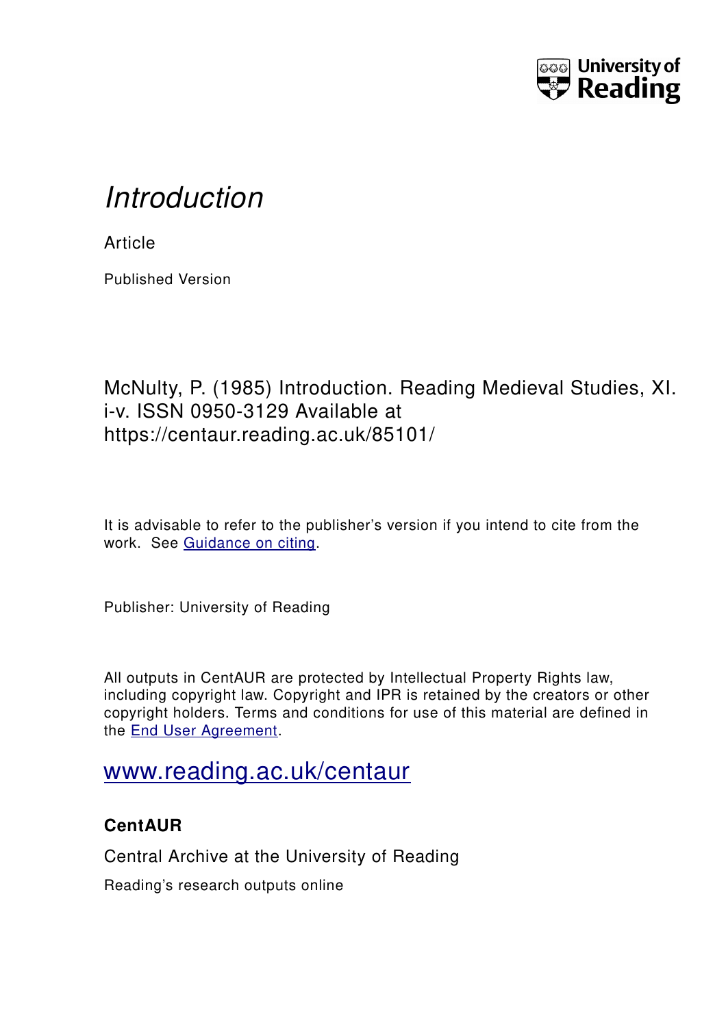# *Introduction*

Article

Published Version

McNulty, P. (1985) Introduction. Reading Medieval Studies, XI. i-v. ISSN 0950-3129 Available at https://centaur.reading.ac.uk/85101/

It is advisable to refer to the publisher's version if you intend to cite from the work. See Guidance on citing.

Publisher: University of Reading

All outputs in CentAUR are protected by Intellectual Property Rights law, including copyright law. Copyright and IPR is retained by the creators or other copyright holders. Terms and conditions for use of this material are defined in the End User Agreement.

www.reading.ac.uk/centaur

**CentAUR**

Central Archive at the University of Reading

Reading's research outputs online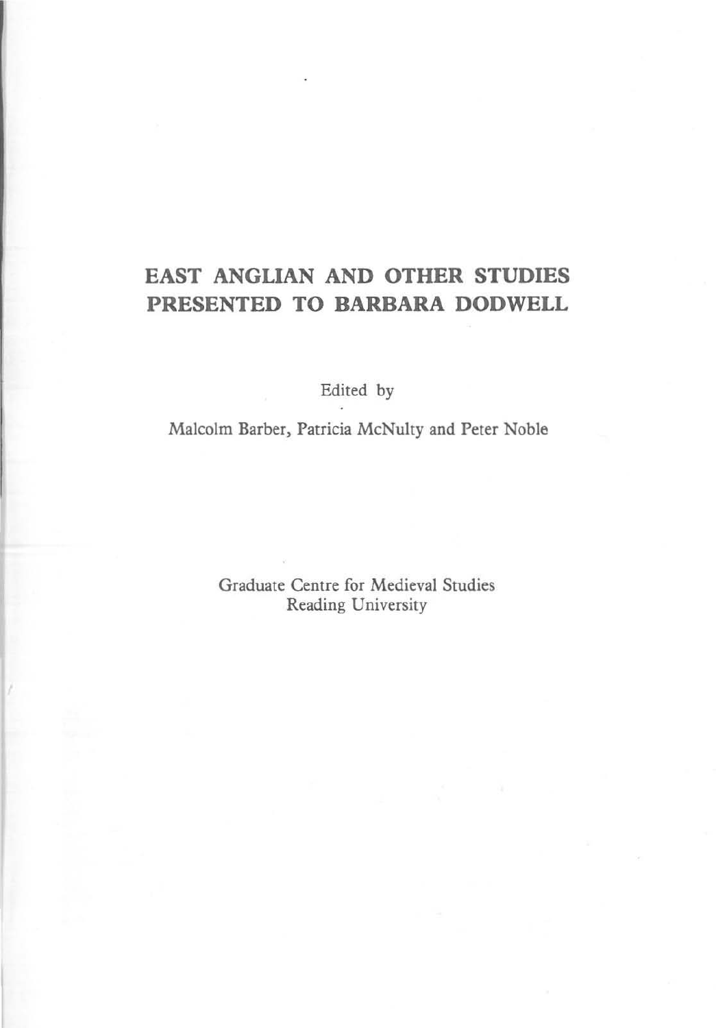# EAST ANGLIAN AND OTHER STUDIES PRESENTED TO BARBARA DODWELL

Edited by

Malcolm Barber, Patricia McNulty and Peter Noble

Graduate Centre for Medieval Studies
Reading University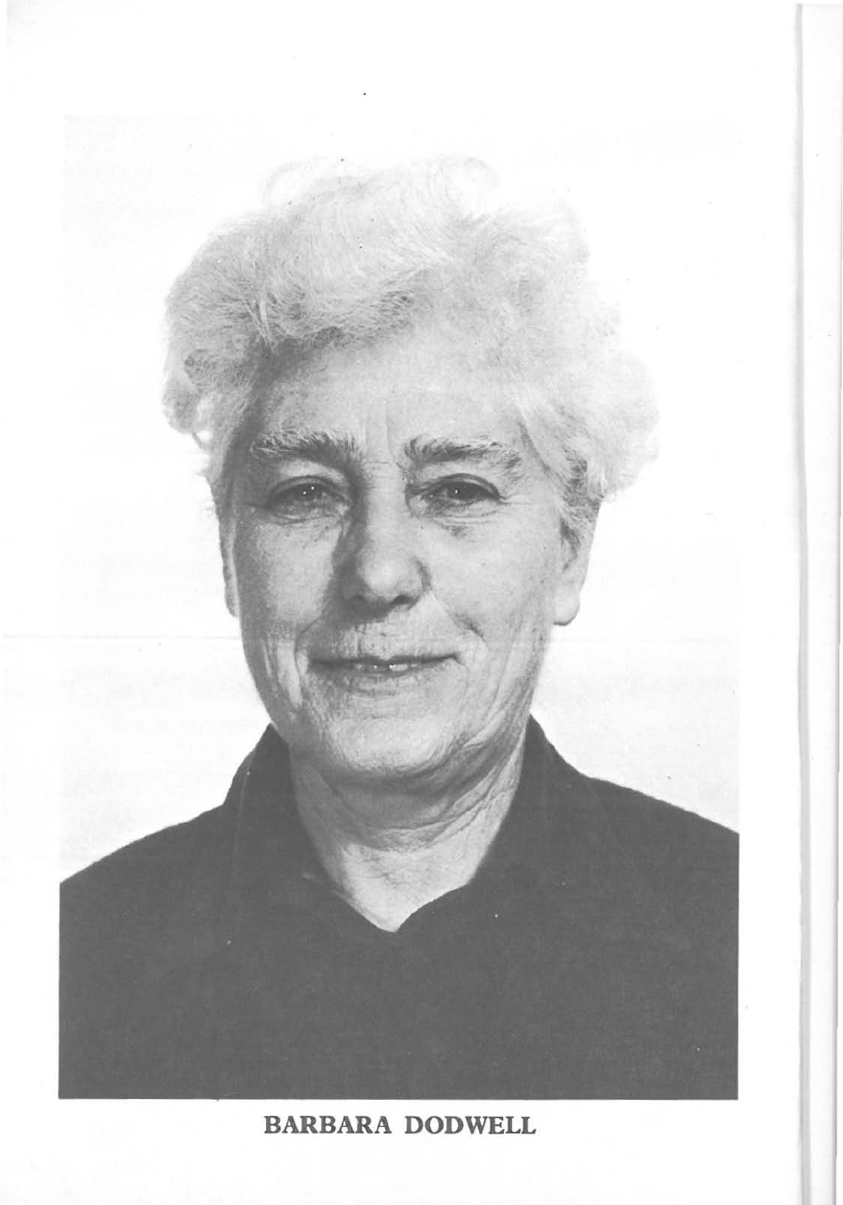**BARBARA DODWELL**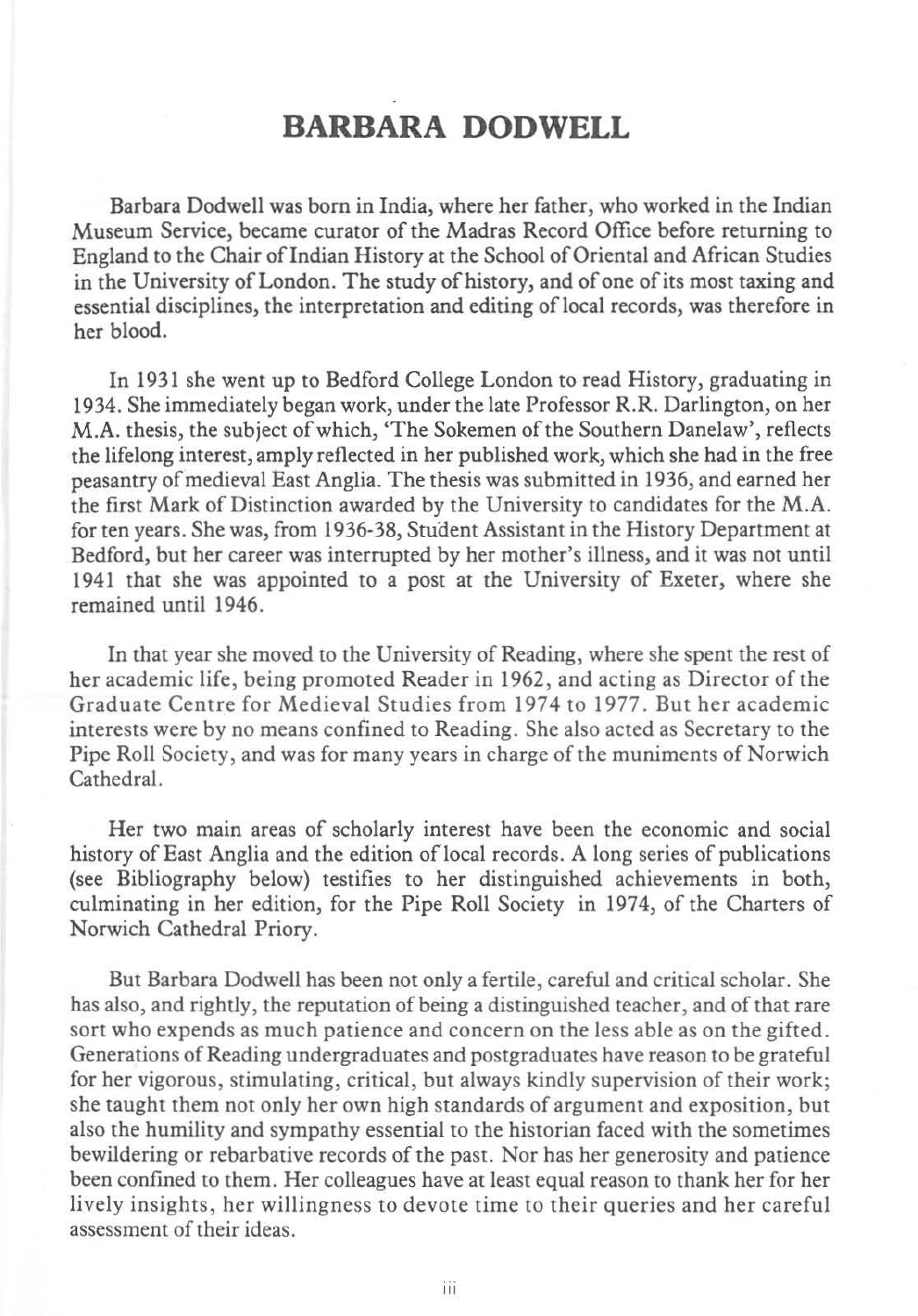# BARBARA DODWELL

Barbara Dodwell was born in India, where her father, who worked in the Indian Museum Service, became curator of the Madras Record Office before returning to England to the Chair of Indian History at the School of Oriental and African Studies in the University of London. The study of history, and of one of its most taxing and essential disciplines, the interpretation and editing of local records, was therefore in her blood.

In 1931 she went up to Bedford College London to read History, graduating in 1934. She immediately began work, under the late Professor R.R. Darlington, on her M.A. thesis, the subject of which, 'The Sokemen of the Southern Danelaw', reflects the lifelong interest, amply reflected in her published work, which she had in the free peasantry of medieval East Anglia. The thesis was submitted in 1936, and earned her the first Mark of Distinction awarded by the University to candidates for the M.A. for ten years. She was, from 1936-38, Student Assistant in the History Department at Bedford, but her career was interrupted by her mother's illness, and it was not until 1941 that she was appointed to a post at the University of Exeter, where she remained until 1946.

In that year she moved to the University of Reading, where she spent the rest of her academic life, being promoted Reader in 1962, and acting as Director of the Graduate Centre for Medieval Studies from 1974 to 1977. But her academic interests were by no means confined to Reading. She also acted as Secretary to the Pipe Roll Society, and was for many years in charge of the muniments of Norwich Cathedral.

Her two main areas of scholarly interest have been the economic and social history of East Anglia and the edition of local records. A long series of publications (see Bibliography below) testifies to her distinguished achievements in both, culminating in her edition, for the Pipe Roll Society in 1974, of the Charters of Norwich Cathedral Priory.

But Barbara Dodwell has been not only a fertile, careful and critical scholar. She has also, and rightly, the reputation of being a distinguished teacher, and of that rare sort who expends as much patience and concern on the less able as on the gifted. Generations of Reading undergraduates and postgraduates have reason to be grateful for her vigorous, stimulating, critical, but always kindly supervision of their work; she taught them not only her own high standards of argument and exposition, but also the humility and sympathy essential to the historian faced with the sometimes bewildering or rebarbative records of the past. Nor has her generosity and patience been confined to them. Her colleagues have at least equal reason to thank her for her lively insights, her willingness to devote time to their queries and her careful assessment of their ideas.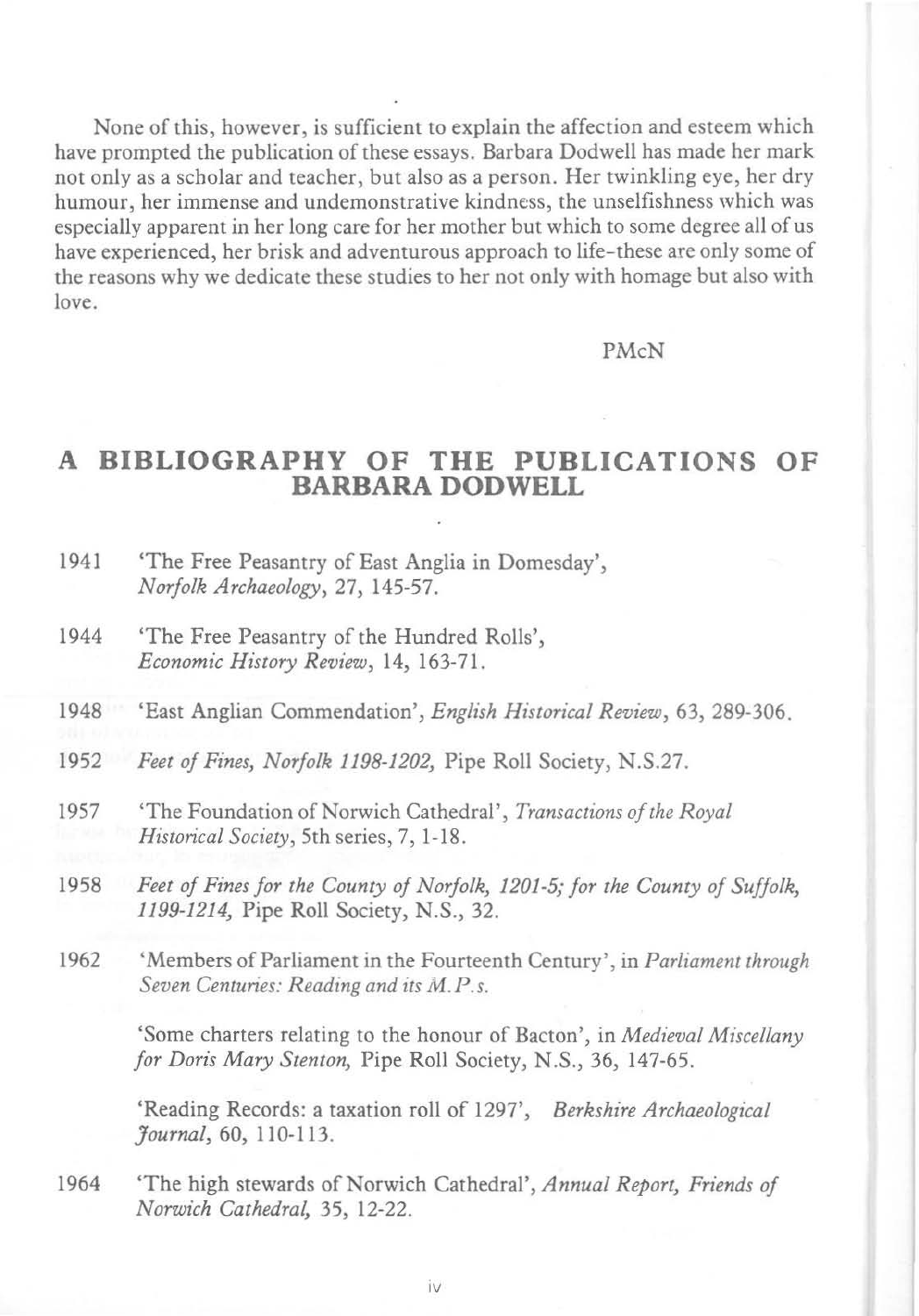None of this, however, is sufficient to explain the affection and esteem which have prompted the publication of these essays. Barbara Dodwell has made her mark not only as a scholar and teacher, but also as a person. Her twinkling eye, her dry humour, her immense and undemonstrative kindness, the unselfishness which was especially apparent in her long care for her mother but which to some degree all of us have experienced, her brisk and adventurous approach to life–these are only some of the reasons why we dedicate these studies to her not only with homage but also with love.

PMcN

## A BIBLIOGRAPHY OF THE PUBLICATIONS OF BARBARA DODWELL

1941 'The Free Peasantry of East Anglia in Domesday', *Norfolk Archaeology*, 27, 145-57.

1944 'The Free Peasantry of the Hundred Rolls', *Economic History Review*, 14, 163-71.

1948 'East Anglian Commendation', *English Historical Review*, 63, 289-306.

1952 *Feet of Fines, Norfolk 1198-1202,* Pipe Roll Society, N.S.27.

1957 'The Foundation of Norwich Cathedral', *Transactions of the Royal Historical Society*, 5th series, 7, 1-18.

1958 *Feet of Fines for the County of Norfolk, 1201-5; for the County of Suffolk, 1199-1214,* Pipe Roll Society, N.S., 32.

1962 'Members of Parliament in the Fourteenth Century', in *Parliament through Seven Centuries: Reading and its M.P.s.*

'Some charters relating to the honour of Bacton', in *Medieval Miscellany for Doris Mary Stenton,* Pipe Roll Society, N.S., 36, 147-65.

'Reading Records: a taxation roll of 1297', *Berkshire Archaeological Journal*, 60, 110-113.

1964 'The high stewards of Norwich Cathedral', *Annual Report, Friends of Norwich Cathedral,* 35, 12-22.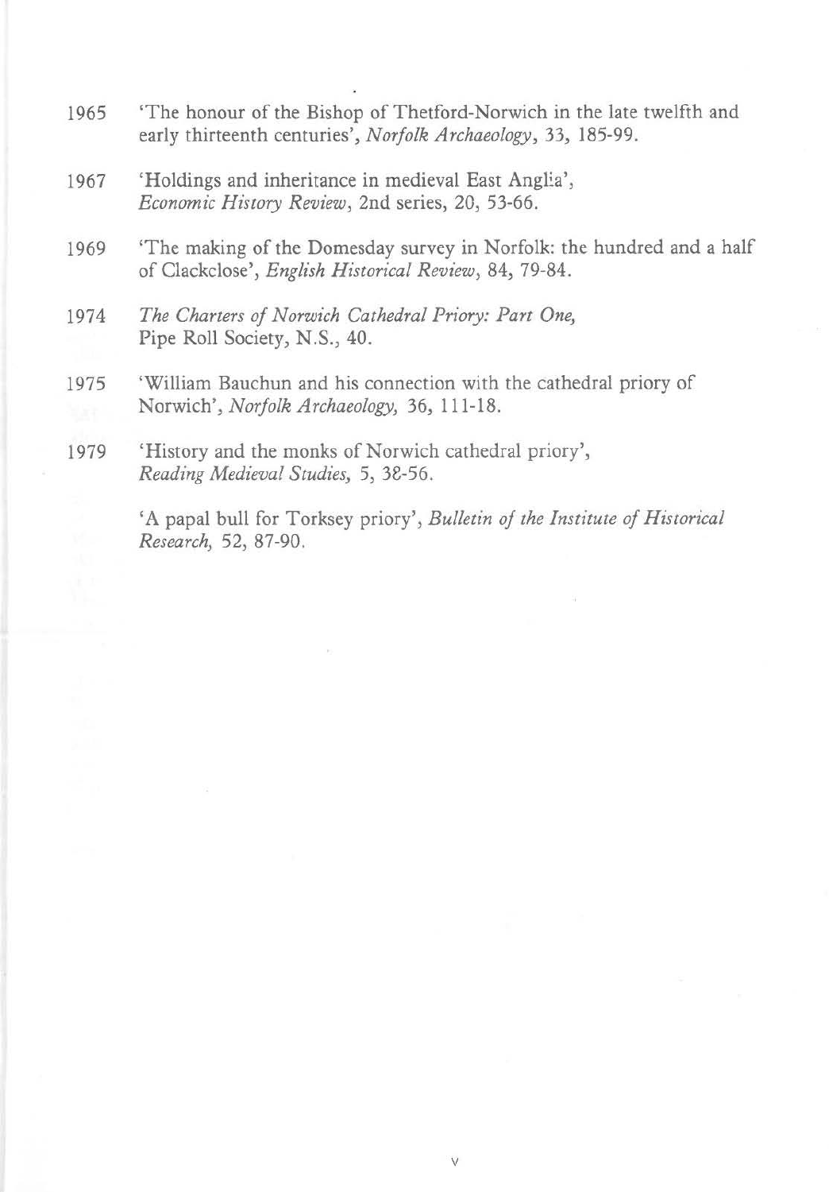1965 'The honour of the Bishop of Thetford-Norwich in the late twelfth and early thirteenth centuries', *Norfolk Archaeology*, 33, 185-99.

1967 'Holdings and inheritance in medieval East Anglia', *Economic History Review*, 2nd series, 20, 53-66.

1969 'The making of the Domesday survey in Norfolk: the hundred and a half of Clackclose', *English Historical Review*, 84, 79-84.

1974 *The Charters of Norwich Cathedral Priory: Part One*, Pipe Roll Society, N.S., 40.

1975 'William Bauchun and his connection with the cathedral priory of Norwich', *Norfolk Archaeology*, 36, 111-18.

1979 'History and the monks of Norwich cathedral priory', *Reading Medieval Studies*, 5, 38-56.

'A papal bull for Torksey priory', *Bulletin of the Institute of Historical Research*, 52, 87-90.